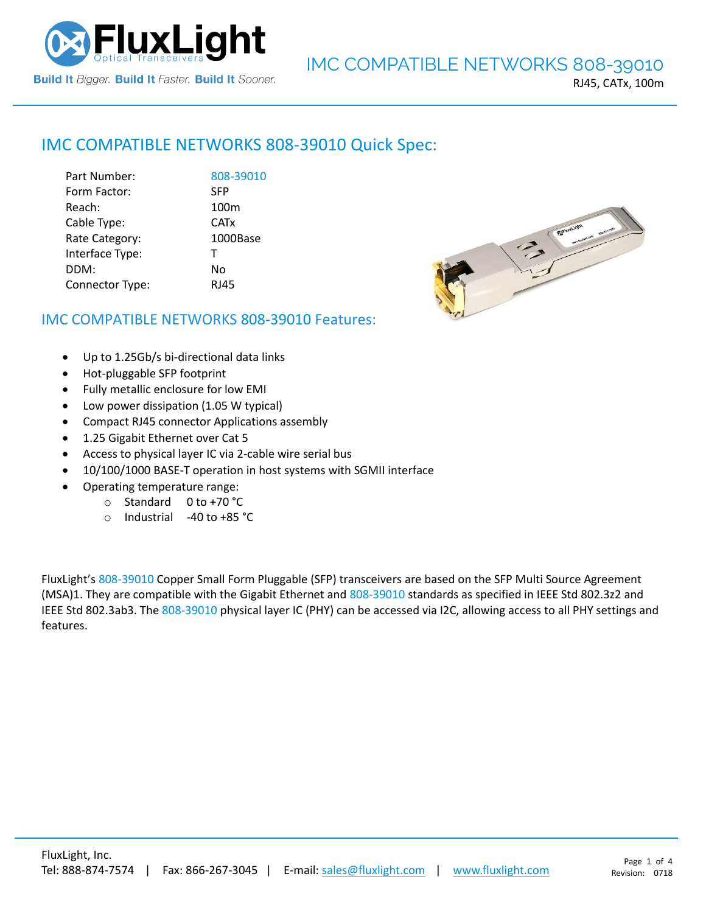# IMC COMPATIBLE NETWORKS 808-39010

RJ45, CATx, 100m

## IMC COMPATIBLE NETWORKS 808-39010 Quick Spec:

| | |
|---|---|
| Part Number: | 808-39010 |
| Form Factor: | SFP |
| Reach: | 100m |
| Cable Type: | CATx |
| Rate Category: | 1000Base |
| Interface Type: | T |
| DDM: | No |
| Connector Type: | RJ45 |

## IMC COMPATIBLE NETWORKS 808-39010 Features:

- Up to 1.25Gb/s bi-directional data links
- Hot-pluggable SFP footprint
- Fully metallic enclosure for low EMI
- Low power dissipation (1.05 W typical)
- Compact RJ45 connector Applications assembly
- 1.25 Gigabit Ethernet over Cat 5
- Access to physical layer IC via 2-cable wire serial bus
- 10/100/1000 BASE-T operation in host systems with SGMII interface
- Operating temperature range:
  - Standard 0 to +70 °C
  - Industrial -40 to +85 °C

FluxLight's 808-39010 Copper Small Form Pluggable (SFP) transceivers are based on the SFP Multi Source Agreement (MSA)1. They are compatible with the Gigabit Ethernet and 808-39010 standards as specified in IEEE Std 802.3z2 and IEEE Std 802.3ab3. The 808-39010 physical layer IC (PHY) can be accessed via I2C, allowing access to all PHY settings and features.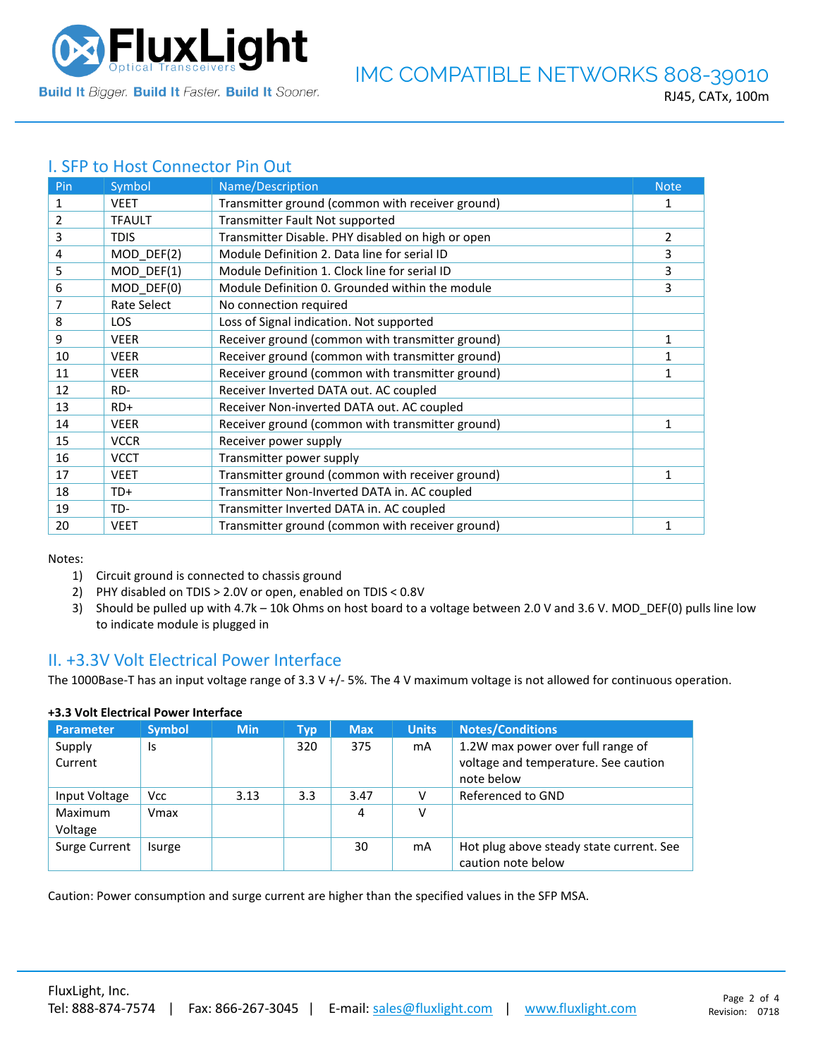## I. SFP to Host Connector Pin Out

| Pin | Symbol | Name/Description | Note |
|---|---|---|---|
| 1 | VEET | Transmitter ground (common with receiver ground) | 1 |
| 2 | TFAULT | Transmitter Fault Not supported | |
| 3 | TDIS | Transmitter Disable. PHY disabled on high or open | 2 |
| 4 | MOD_DEF(2) | Module Definition 2. Data line for serial ID | 3 |
| 5 | MOD_DEF(1) | Module Definition 1. Clock line for serial ID | 3 |
| 6 | MOD_DEF(0) | Module Definition 0. Grounded within the module | 3 |
| 7 | Rate Select | No connection required | |
| 8 | LOS | Loss of Signal indication. Not supported | |
| 9 | VEER | Receiver ground (common with transmitter ground) | 1 |
| 10 | VEER | Receiver ground (common with transmitter ground) | 1 |
| 11 | VEER | Receiver ground (common with transmitter ground) | 1 |
| 12 | RD- | Receiver Inverted DATA out. AC coupled | |
| 13 | RD+ | Receiver Non-inverted DATA out. AC coupled | |
| 14 | VEER | Receiver ground (common with transmitter ground) | 1 |
| 15 | VCCR | Receiver power supply | |
| 16 | VCCT | Transmitter power supply | |
| 17 | VEET | Transmitter ground (common with receiver ground) | 1 |
| 18 | TD+ | Transmitter Non-Inverted DATA in. AC coupled | |
| 19 | TD- | Transmitter Inverted DATA in. AC coupled | |
| 20 | VEET | Transmitter ground (common with receiver ground) | 1 |

Notes:

1) Circuit ground is connected to chassis ground
2) PHY disabled on TDIS > 2.0V or open, enabled on TDIS < 0.8V
3) Should be pulled up with 4.7k – 10k Ohms on host board to a voltage between 2.0 V and 3.6 V. MOD_DEF(0) pulls line low to indicate module is plugged in

## II. +3.3V Volt Electrical Power Interface

The 1000Base-T has an input voltage range of 3.3 V +/- 5%. The 4 V maximum voltage is not allowed for continuous operation.

**+3.3 Volt Electrical Power Interface**

| Parameter | Symbol | Min | Typ | Max | Units | Notes/Conditions |
|---|---|---|---|---|---|---|
| Supply Current | Is | | 320 | 375 | mA | 1.2W max power over full range of voltage and temperature. See caution note below |
| Input Voltage | Vcc | 3.13 | 3.3 | 3.47 | V | Referenced to GND |
| Maximum Voltage | Vmax | | | 4 | V | |
| Surge Current | Isurge | | | 30 | mA | Hot plug above steady state current. See caution note below |

Caution: Power consumption and surge current are higher than the specified values in the SFP MSA.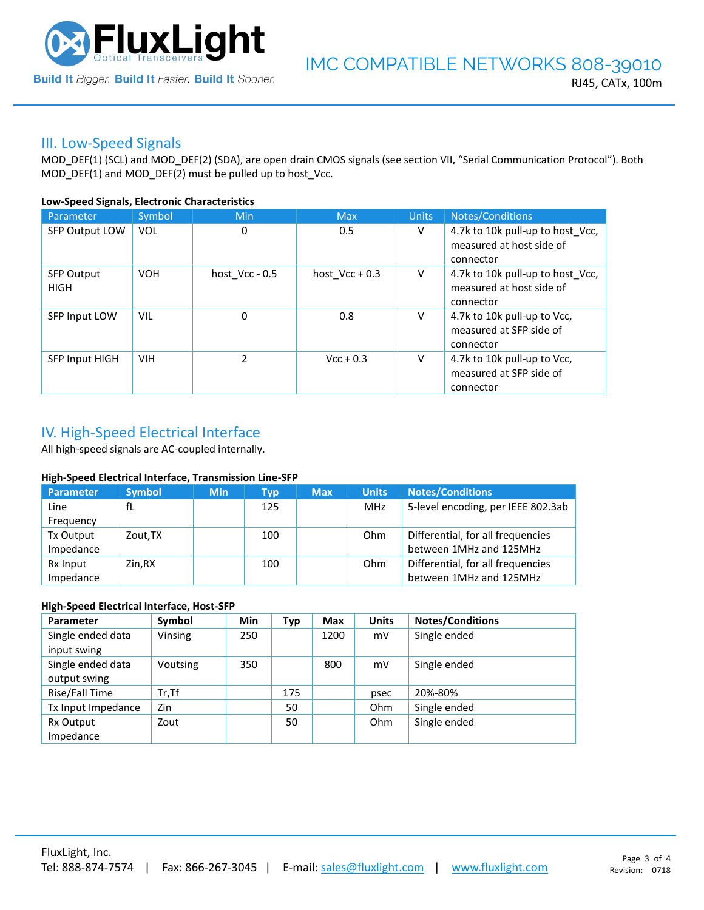## III. Low-Speed Signals

MOD_DEF(1) (SCL) and MOD_DEF(2) (SDA), are open drain CMOS signals (see section VII, "Serial Communication Protocol"). Both MOD_DEF(1) and MOD_DEF(2) must be pulled up to host_Vcc.

**Low-Speed Signals, Electronic Characteristics**

| Parameter | Symbol | Min | Max | Units | Notes/Conditions |
|---|---|---|---|---|---|
| SFP Output LOW | VOL | 0 | 0.5 | V | 4.7k to 10k pull-up to host_Vcc, measured at host side of connector |
| SFP Output HIGH | VOH | host_Vcc - 0.5 | host_Vcc + 0.3 | V | 4.7k to 10k pull-up to host_Vcc, measured at host side of connector |
| SFP Input LOW | VIL | 0 | 0.8 | V | 4.7k to 10k pull-up to Vcc, measured at SFP side of connector |
| SFP Input HIGH | VIH | 2 | Vcc + 0.3 | V | 4.7k to 10k pull-up to Vcc, measured at SFP side of connector |

## IV. High-Speed Electrical Interface

All high-speed signals are AC-coupled internally.

**High-Speed Electrical Interface, Transmission Line-SFP**

| Parameter | Symbol | Min | Typ | Max | Units | Notes/Conditions |
|---|---|---|---|---|---|---|
| Line Frequency | fL | | 125 | | MHz | 5-level encoding, per IEEE 802.3ab |
| Tx Output Impedance | Zout,TX | | 100 | | Ohm | Differential, for all frequencies between 1MHz and 125MHz |
| Rx Input Impedance | Zin,RX | | 100 | | Ohm | Differential, for all frequencies between 1MHz and 125MHz |

**High-Speed Electrical Interface, Host-SFP**

| Parameter | Symbol | Min | Typ | Max | Units | Notes/Conditions |
|---|---|---|---|---|---|---|
| Single ended data input swing | Vinsing | 250 | | 1200 | mV | Single ended |
| Single ended data output swing | Voutsing | 350 | | 800 | mV | Single ended |
| Rise/Fall Time | Tr,Tf | | 175 | | psec | 20%-80% |
| Tx Input Impedance | Zin | | 50 | | Ohm | Single ended |
| Rx Output Impedance | Zout | | 50 | | Ohm | Single ended |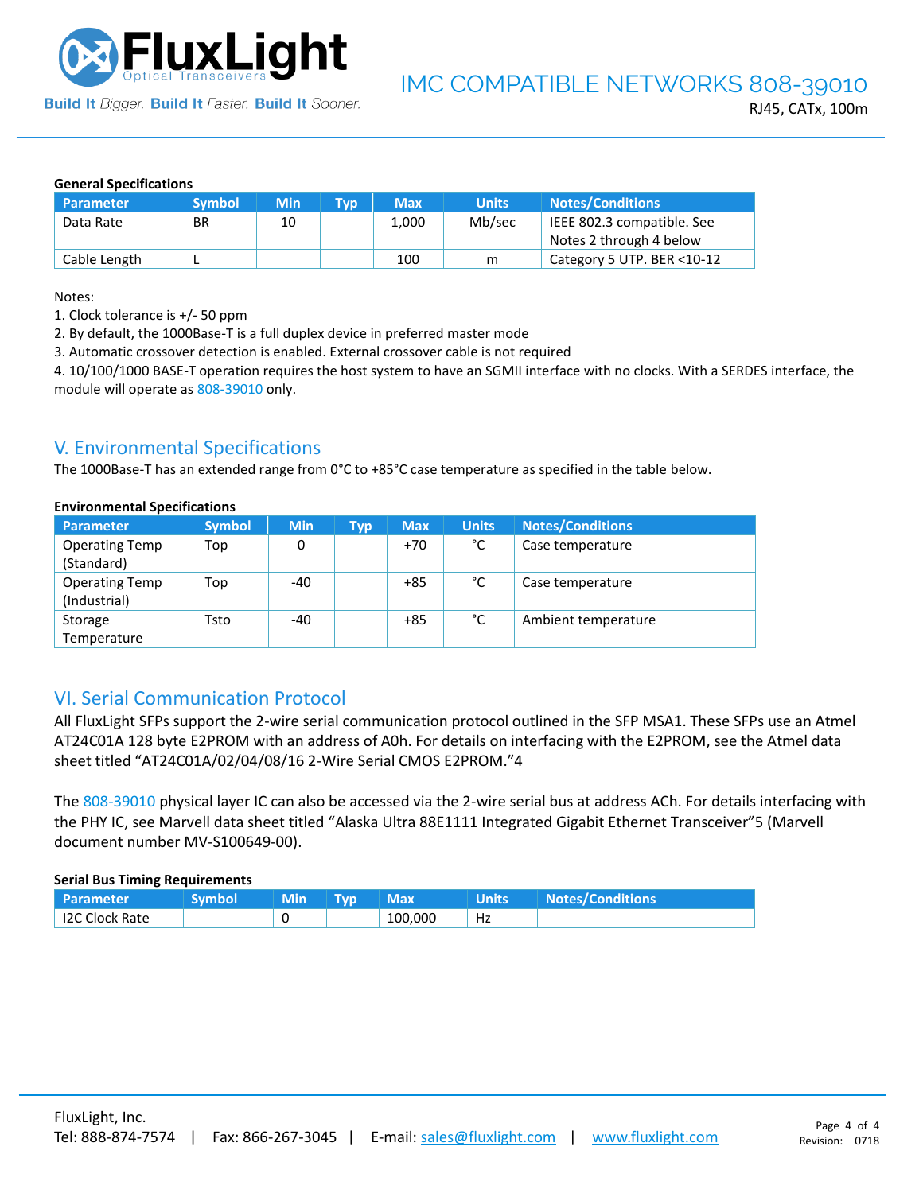**General Specifications**

| Parameter | Symbol | Min | Typ | Max | Units | Notes/Conditions |
|---|---|---|---|---|---|---|
| Data Rate | BR | 10 | | 1,000 | Mb/sec | IEEE 802.3 compatible. See Notes 2 through 4 below |
| Cable Length | L | | | 100 | m | Category 5 UTP. BER <10-12 |

Notes:

1. Clock tolerance is +/- 50 ppm
2. By default, the 1000Base-T is a full duplex device in preferred master mode
3. Automatic crossover detection is enabled. External crossover cable is not required
4. 10/100/1000 BASE-T operation requires the host system to have an SGMII interface with no clocks. With a SERDES interface, the module will operate as 808-39010 only.

## V. Environmental Specifications

The 1000Base-T has an extended range from 0°C to +85°C case temperature as specified in the table below.

**Environmental Specifications**

| Parameter | Symbol | Min | Typ | Max | Units | Notes/Conditions |
|---|---|---|---|---|---|---|
| Operating Temp (Standard) | Top | 0 | | +70 | °C | Case temperature |
| Operating Temp (Industrial) | Top | -40 | | +85 | °C | Case temperature |
| Storage Temperature | Tsto | -40 | | +85 | °C | Ambient temperature |

## VI. Serial Communication Protocol

All FluxLight SFPs support the 2-wire serial communication protocol outlined in the SFP MSA1. These SFPs use an Atmel AT24C01A 128 byte E2PROM with an address of A0h. For details on interfacing with the E2PROM, see the Atmel data sheet titled "AT24C01A/02/04/08/16 2-Wire Serial CMOS E2PROM."4

The 808-39010 physical layer IC can also be accessed via the 2-wire serial bus at address ACh. For details interfacing with the PHY IC, see Marvell data sheet titled "Alaska Ultra 88E1111 Integrated Gigabit Ethernet Transceiver"5 (Marvell document number MV-S100649-00).

**Serial Bus Timing Requirements**

| Parameter | Symbol | Min | Typ | Max | Units | Notes/Conditions |
|---|---|---|---|---|---|---|
| I2C Clock Rate | | 0 | | 100,000 | Hz | |